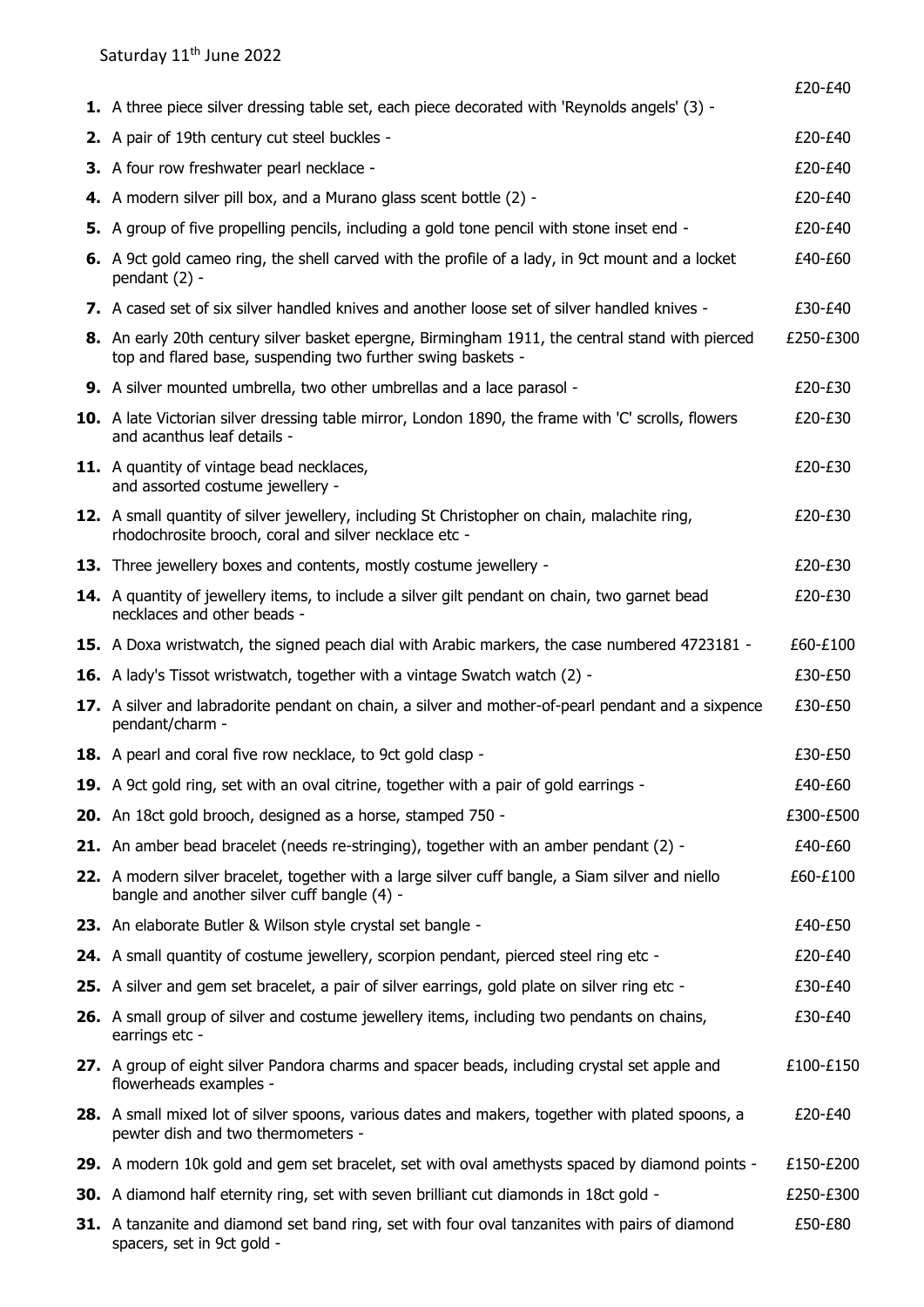Saturday 11th June 2022

| Lot | Description | Estimate |
|---|---|---|
| **1.** | A three piece silver dressing table set, each piece decorated with 'Reynolds angels' (3) - | £20-£40 |
| **2.** | A pair of 19th century cut steel buckles - | £20-£40 |
| **3.** | A four row freshwater pearl necklace - | £20-£40 |
| **4.** | A modern silver pill box, and a Murano glass scent bottle (2) - | £20-£40 |
| **5.** | A group of five propelling pencils, including a gold tone pencil with stone inset end - | £20-£40 |
| **6.** | A 9ct gold cameo ring, the shell carved with the profile of a lady, in 9ct mount and a locket pendant (2) - | £40-£60 |
| **7.** | A cased set of six silver handled knives and another loose set of silver handled knives - | £30-£40 |
| **8.** | An early 20th century silver basket epergne, Birmingham 1911, the central stand with pierced top and flared base, suspending two further swing baskets - | £250-£300 |
| **9.** | A silver mounted umbrella, two other umbrellas and a lace parasol - | £20-£30 |
| **10.** | A late Victorian silver dressing table mirror, London 1890, the frame with 'C' scrolls, flowers and acanthus leaf details - | £20-£30 |
| **11.** | A quantity of vintage bead necklaces, and assorted costume jewellery - | £20-£30 |
| **12.** | A small quantity of silver jewellery, including St Christopher on chain, malachite ring, rhodochrosite brooch, coral and silver necklace etc - | £20-£30 |
| **13.** | Three jewellery boxes and contents, mostly costume jewellery - | £20-£30 |
| **14.** | A quantity of jewellery items, to include a silver gilt pendant on chain, two garnet bead necklaces and other beads - | £20-£30 |
| **15.** | A Doxa wristwatch, the signed peach dial with Arabic markers, the case numbered 4723181 - | £60-£100 |
| **16.** | A lady's Tissot wristwatch, together with a vintage Swatch watch (2) - | £30-£50 |
| **17.** | A silver and labradorite pendant on chain, a silver and mother-of-pearl pendant and a sixpence pendant/charm - | £30-£50 |
| **18.** | A pearl and coral five row necklace, to 9ct gold clasp - | £30-£50 |
| **19.** | A 9ct gold ring, set with an oval citrine, together with a pair of gold earrings - | £40-£60 |
| **20.** | An 18ct gold brooch, designed as a horse, stamped 750 - | £300-£500 |
| **21.** | An amber bead bracelet (needs re-stringing), together with an amber pendant (2) - | £40-£60 |
| **22.** | A modern silver bracelet, together with a large silver cuff bangle, a Siam silver and niello bangle and another silver cuff bangle (4) - | £60-£100 |
| **23.** | An elaborate Butler & Wilson style crystal set bangle - | £40-£50 |
| **24.** | A small quantity of costume jewellery, scorpion pendant, pierced steel ring etc - | £20-£40 |
| **25.** | A silver and gem set bracelet, a pair of silver earrings, gold plate on silver ring etc - | £30-£40 |
| **26.** | A small group of silver and costume jewellery items, including two pendants on chains, earrings etc - | £30-£40 |
| **27.** | A group of eight silver Pandora charms and spacer beads, including crystal set apple and flowerheads examples - | £100-£150 |
| **28.** | A small mixed lot of silver spoons, various dates and makers, together with plated spoons, a pewter dish and two thermometers - | £20-£40 |
| **29.** | A modern 10k gold and gem set bracelet, set with oval amethysts spaced by diamond points - | £150-£200 |
| **30.** | A diamond half eternity ring, set with seven brilliant cut diamonds in 18ct gold - | £250-£300 |
| **31.** | A tanzanite and diamond set band ring, set with four oval tanzanites with pairs of diamond spacers, set in 9ct gold - | £50-£80 |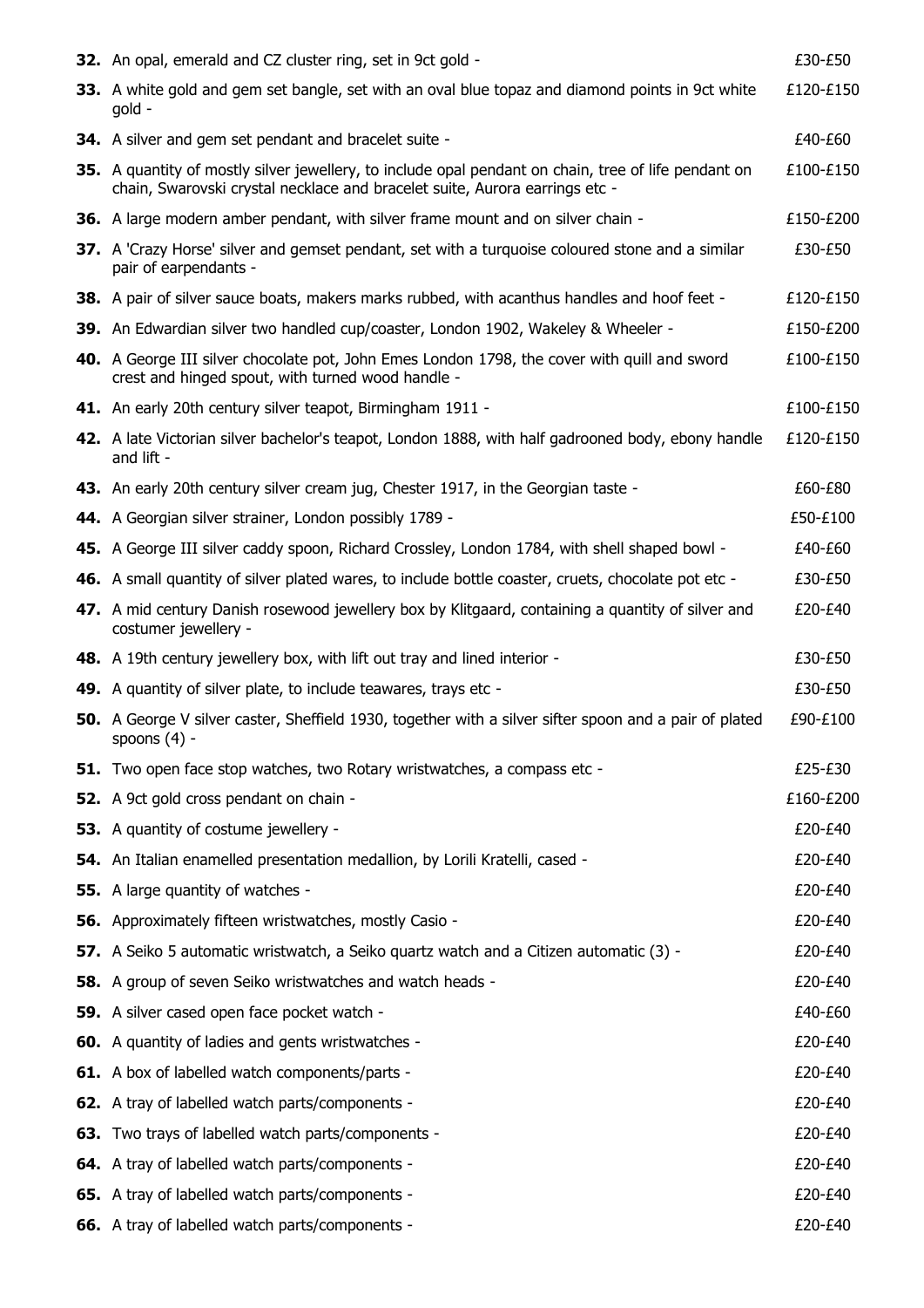**32.** An opal, emerald and CZ cluster ring, set in 9ct gold - £30-£50

**33.** A white gold and gem set bangle, set with an oval blue topaz and diamond points in 9ct white gold - £120-£150

**34.** A silver and gem set pendant and bracelet suite - £40-£60

**35.** A quantity of mostly silver jewellery, to include opal pendant on chain, tree of life pendant on chain, Swarovski crystal necklace and bracelet suite, Aurora earrings etc - £100-£150

**36.** A large modern amber pendant, with silver frame mount and on silver chain - £150-£200

**37.** A 'Crazy Horse' silver and gemset pendant, set with a turquoise coloured stone and a similar pair of earpendants - £30-£50

**38.** A pair of silver sauce boats, makers marks rubbed, with acanthus handles and hoof feet - £120-£150

**39.** An Edwardian silver two handled cup/coaster, London 1902, Wakeley & Wheeler - £150-£200

**40.** A George III silver chocolate pot, John Emes London 1798, the cover with quill and sword crest and hinged spout, with turned wood handle - £100-£150

**41.** An early 20th century silver teapot, Birmingham 1911 - £100-£150

**42.** A late Victorian silver bachelor's teapot, London 1888, with half gadrooned body, ebony handle and lift - £120-£150

**43.** An early 20th century silver cream jug, Chester 1917, in the Georgian taste - £60-£80

**44.** A Georgian silver strainer, London possibly 1789 - £50-£100

**45.** A George III silver caddy spoon, Richard Crossley, London 1784, with shell shaped bowl - £40-£60

**46.** A small quantity of silver plated wares, to include bottle coaster, cruets, chocolate pot etc - £30-£50

**47.** A mid century Danish rosewood jewellery box by Klitgaard, containing a quantity of silver and costumer jewellery - £20-£40

**48.** A 19th century jewellery box, with lift out tray and lined interior - £30-£50

**49.** A quantity of silver plate, to include teawares, trays etc - £30-£50

**50.** A George V silver caster, Sheffield 1930, together with a silver sifter spoon and a pair of plated spoons (4) - £90-£100

**51.** Two open face stop watches, two Rotary wristwatches, a compass etc - £25-£30

**52.** A 9ct gold cross pendant on chain - £160-£200

**53.** A quantity of costume jewellery - £20-£40

**54.** An Italian enamelled presentation medallion, by Lorili Kratelli, cased - £20-£40

**55.** A large quantity of watches - £20-£40

**56.** Approximately fifteen wristwatches, mostly Casio - £20-£40

**57.** A Seiko 5 automatic wristwatch, a Seiko quartz watch and a Citizen automatic (3) - £20-£40

**58.** A group of seven Seiko wristwatches and watch heads - £20-£40

**59.** A silver cased open face pocket watch - £40-£60

**60.** A quantity of ladies and gents wristwatches - £20-£40

**61.** A box of labelled watch components/parts - £20-£40

**62.** A tray of labelled watch parts/components - £20-£40

**63.** Two trays of labelled watch parts/components - £20-£40

**64.** A tray of labelled watch parts/components - £20-£40

**65.** A tray of labelled watch parts/components - £20-£40

**66.** A tray of labelled watch parts/components - £20-£40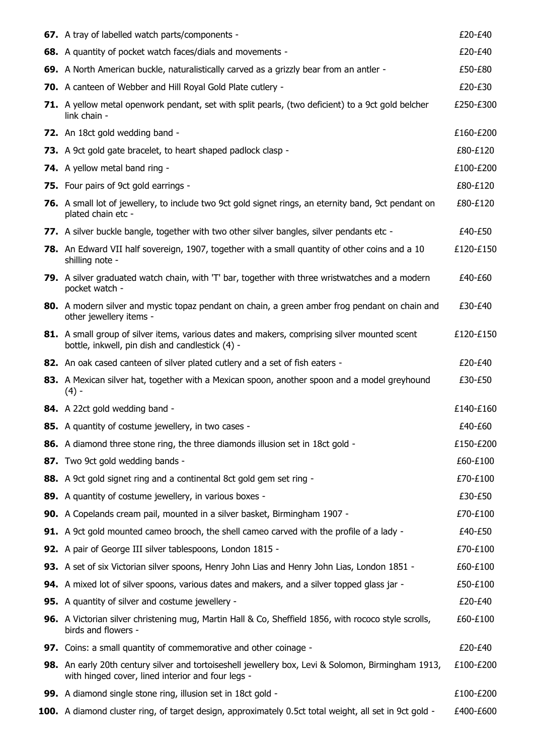| Lot | Description | Estimate |
|---|---|---|
| **67.** | A tray of labelled watch parts/components - | £20-£40 |
| **68.** | A quantity of pocket watch faces/dials and movements - | £20-£40 |
| **69.** | A North American buckle, naturalistically carved as a grizzly bear from an antler - | £50-£80 |
| **70.** | A canteen of Webber and Hill Royal Gold Plate cutlery - | £20-£30 |
| **71.** | A yellow metal openwork pendant, set with split pearls, (two deficient) to a 9ct gold belcher link chain - | £250-£300 |
| **72.** | An 18ct gold wedding band - | £160-£200 |
| **73.** | A 9ct gold gate bracelet, to heart shaped padlock clasp - | £80-£120 |
| **74.** | A yellow metal band ring - | £100-£200 |
| **75.** | Four pairs of 9ct gold earrings - | £80-£120 |
| **76.** | A small lot of jewellery, to include two 9ct gold signet rings, an eternity band, 9ct pendant on plated chain etc - | £80-£120 |
| **77.** | A silver buckle bangle, together with two other silver bangles, silver pendants etc - | £40-£50 |
| **78.** | An Edward VII half sovereign, 1907, together with a small quantity of other coins and a 10 shilling note - | £120-£150 |
| **79.** | A silver graduated watch chain, with 'T' bar, together with three wristwatches and a modern pocket watch - | £40-£60 |
| **80.** | A modern silver and mystic topaz pendant on chain, a green amber frog pendant on chain and other jewellery items - | £30-£40 |
| **81.** | A small group of silver items, various dates and makers, comprising silver mounted scent bottle, inkwell, pin dish and candlestick (4) - | £120-£150 |
| **82.** | An oak cased canteen of silver plated cutlery and a set of fish eaters - | £20-£40 |
| **83.** | A Mexican silver hat, together with a Mexican spoon, another spoon and a model greyhound (4) - | £30-£50 |
| **84.** | A 22ct gold wedding band - | £140-£160 |
| **85.** | A quantity of costume jewellery, in two cases - | £40-£60 |
| **86.** | A diamond three stone ring, the three diamonds illusion set in 18ct gold - | £150-£200 |
| **87.** | Two 9ct gold wedding bands - | £60-£100 |
| **88.** | A 9ct gold signet ring and a continental 8ct gold gem set ring - | £70-£100 |
| **89.** | A quantity of costume jewellery, in various boxes - | £30-£50 |
| **90.** | A Copelands cream pail, mounted in a silver basket, Birmingham 1907 - | £70-£100 |
| **91.** | A 9ct gold mounted cameo brooch, the shell cameo carved with the profile of a lady - | £40-£50 |
| **92.** | A pair of George III silver tablespoons, London 1815 - | £70-£100 |
| **93.** | A set of six Victorian silver spoons, Henry John Lias and Henry John Lias, London 1851 - | £60-£100 |
| **94.** | A mixed lot of silver spoons, various dates and makers, and a silver topped glass jar - | £50-£100 |
| **95.** | A quantity of silver and costume jewellery - | £20-£40 |
| **96.** | A Victorian silver christening mug, Martin Hall & Co, Sheffield 1856, with rococo style scrolls, birds and flowers - | £60-£100 |
| **97.** | Coins: a small quantity of commemorative and other coinage - | £20-£40 |
| **98.** | An early 20th century silver and tortoiseshell jewellery box, Levi & Solomon, Birmingham 1913, with hinged cover, lined interior and four legs - | £100-£200 |
| **99.** | A diamond single stone ring, illusion set in 18ct gold - | £100-£200 |
| **100.** | A diamond cluster ring, of target design, approximately 0.5ct total weight, all set in 9ct gold - | £400-£600 |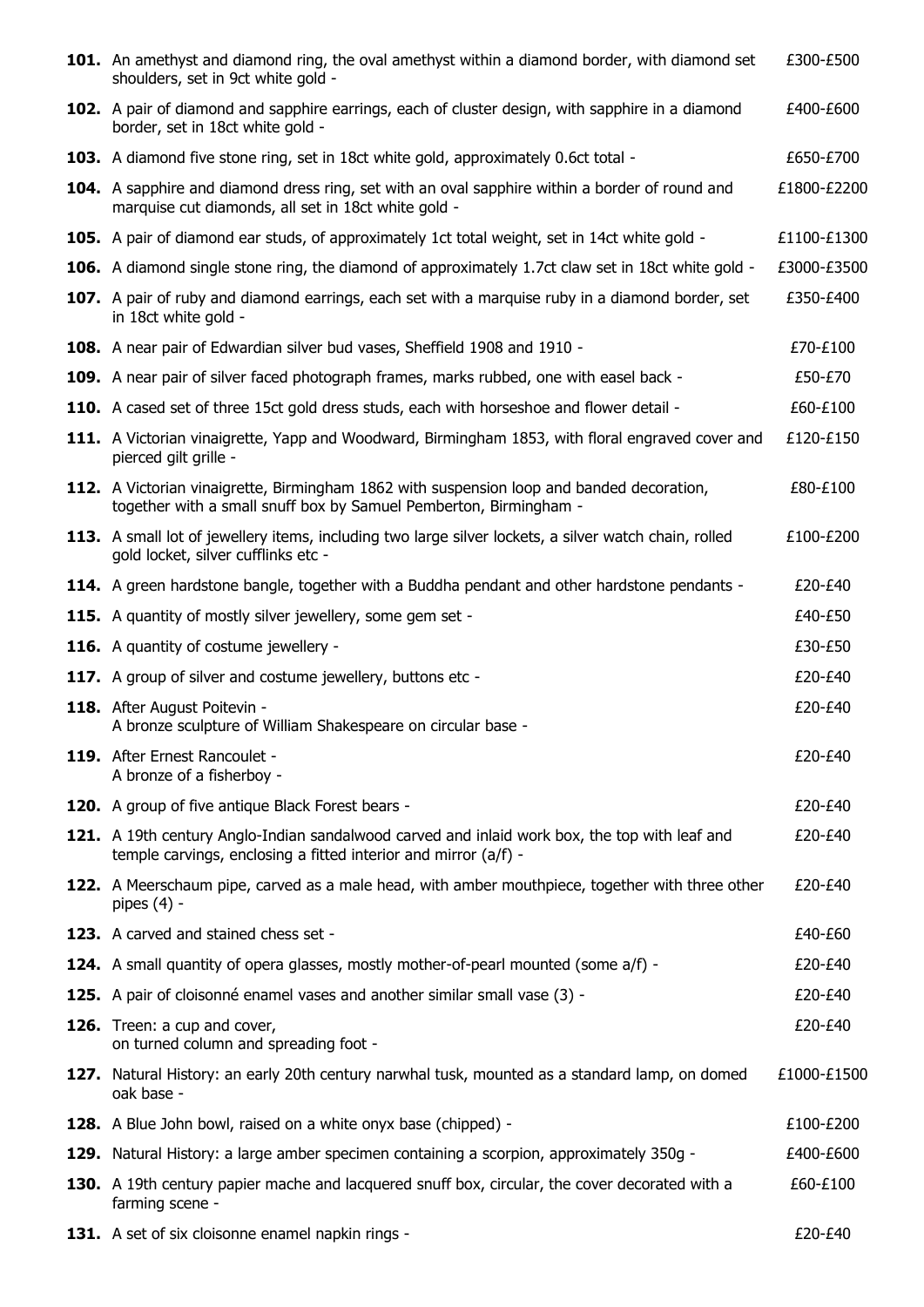| | | |
|---|---|---|
| **101.** | An amethyst and diamond ring, the oval amethyst within a diamond border, with diamond set shoulders, set in 9ct white gold - | £300-£500 |
| **102.** | A pair of diamond and sapphire earrings, each of cluster design, with sapphire in a diamond border, set in 18ct white gold - | £400-£600 |
| **103.** | A diamond five stone ring, set in 18ct white gold, approximately 0.6ct total - | £650-£700 |
| **104.** | A sapphire and diamond dress ring, set with an oval sapphire within a border of round and marquise cut diamonds, all set in 18ct white gold - | £1800-£2200 |
| **105.** | A pair of diamond ear studs, of approximately 1ct total weight, set in 14ct white gold - | £1100-£1300 |
| **106.** | A diamond single stone ring, the diamond of approximately 1.7ct claw set in 18ct white gold - | £3000-£3500 |
| **107.** | A pair of ruby and diamond earrings, each set with a marquise ruby in a diamond border, set in 18ct white gold - | £350-£400 |
| **108.** | A near pair of Edwardian silver bud vases, Sheffield 1908 and 1910 - | £70-£100 |
| **109.** | A near pair of silver faced photograph frames, marks rubbed, one with easel back - | £50-£70 |
| **110.** | A cased set of three 15ct gold dress studs, each with horseshoe and flower detail - | £60-£100 |
| **111.** | A Victorian vinaigrette, Yapp and Woodward, Birmingham 1853, with floral engraved cover and pierced gilt grille - | £120-£150 |
| **112.** | A Victorian vinaigrette, Birmingham 1862 with suspension loop and banded decoration, together with a small snuff box by Samuel Pemberton, Birmingham - | £80-£100 |
| **113.** | A small lot of jewellery items, including two large silver lockets, a silver watch chain, rolled gold locket, silver cufflinks etc - | £100-£200 |
| **114.** | A green hardstone bangle, together with a Buddha pendant and other hardstone pendants - | £20-£40 |
| **115.** | A quantity of mostly silver jewellery, some gem set - | £40-£50 |
| **116.** | A quantity of costume jewellery - | £30-£50 |
| **117.** | A group of silver and costume jewellery, buttons etc - | £20-£40 |
| **118.** | After August Poitevin - A bronze sculpture of William Shakespeare on circular base - | £20-£40 |
| **119.** | After Ernest Rancoulet - A bronze of a fisherboy - | £20-£40 |
| **120.** | A group of five antique Black Forest bears - | £20-£40 |
| **121.** | A 19th century Anglo-Indian sandalwood carved and inlaid work box, the top with leaf and temple carvings, enclosing a fitted interior and mirror (a/f) - | £20-£40 |
| **122.** | A Meerschaum pipe, carved as a male head, with amber mouthpiece, together with three other pipes (4) - | £20-£40 |
| **123.** | A carved and stained chess set - | £40-£60 |
| **124.** | A small quantity of opera glasses, mostly mother-of-pearl mounted (some a/f) - | £20-£40 |
| **125.** | A pair of cloisonné enamel vases and another similar small vase (3) - | £20-£40 |
| **126.** | Treen: a cup and cover, on turned column and spreading foot - | £20-£40 |
| **127.** | Natural History: an early 20th century narwhal tusk, mounted as a standard lamp, on domed oak base - | £1000-£1500 |
| **128.** | A Blue John bowl, raised on a white onyx base (chipped) - | £100-£200 |
| **129.** | Natural History: a large amber specimen containing a scorpion, approximately 350g - | £400-£600 |
| **130.** | A 19th century papier mache and lacquered snuff box, circular, the cover decorated with a farming scene - | £60-£100 |
| **131.** | A set of six cloisonne enamel napkin rings - | £20-£40 |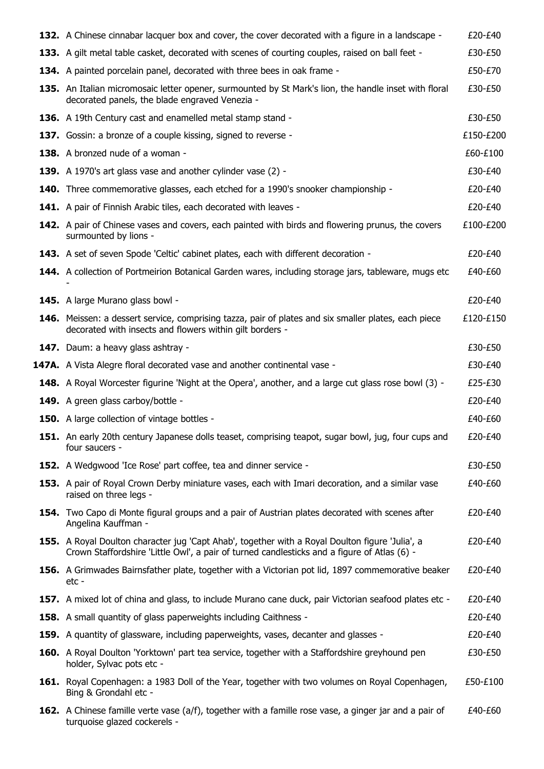| Lot | Description | Estimate |
|---|---|---|
| **132.** | A Chinese cinnabar lacquer box and cover, the cover decorated with a figure in a landscape - | £20-£40 |
| **133.** | A gilt metal table casket, decorated with scenes of courting couples, raised on ball feet - | £30-£50 |
| **134.** | A painted porcelain panel, decorated with three bees in oak frame - | £50-£70 |
| **135.** | An Italian micromosaic letter opener, surmounted by St Mark's lion, the handle inset with floral decorated panels, the blade engraved Venezia - | £30-£50 |
| **136.** | A 19th Century cast and enamelled metal stamp stand - | £30-£50 |
| **137.** | Gossin: a bronze of a couple kissing, signed to reverse - | £150-£200 |
| **138.** | A bronzed nude of a woman - | £60-£100 |
| **139.** | A 1970's art glass vase and another cylinder vase (2) - | £30-£40 |
| **140.** | Three commemorative glasses, each etched for a 1990's snooker championship - | £20-£40 |
| **141.** | A pair of Finnish Arabic tiles, each decorated with leaves - | £20-£40 |
| **142.** | A pair of Chinese vases and covers, each painted with birds and flowering prunus, the covers surmounted by lions - | £100-£200 |
| **143.** | A set of seven Spode 'Celtic' cabinet plates, each with different decoration - | £20-£40 |
| **144.** | A collection of Portmeirion Botanical Garden wares, including storage jars, tableware, mugs etc - | £40-£60 |
| **145.** | A large Murano glass bowl - | £20-£40 |
| **146.** | Meissen: a dessert service, comprising tazza, pair of plates and six smaller plates, each piece decorated with insects and flowers within gilt borders - | £120-£150 |
| **147.** | Daum: a heavy glass ashtray - | £30-£50 |
| **147A.** | A Vista Alegre floral decorated vase and another continental vase - | £30-£40 |
| **148.** | A Royal Worcester figurine 'Night at the Opera', another, and a large cut glass rose bowl (3) - | £25-£30 |
| **149.** | A green glass carboy/bottle - | £20-£40 |
| **150.** | A large collection of vintage bottles - | £40-£60 |
| **151.** | An early 20th century Japanese dolls teaset, comprising teapot, sugar bowl, jug, four cups and four saucers - | £20-£40 |
| **152.** | A Wedgwood 'Ice Rose' part coffee, tea and dinner service - | £30-£50 |
| **153.** | A pair of Royal Crown Derby miniature vases, each with Imari decoration, and a similar vase raised on three legs - | £40-£60 |
| **154.** | Two Capo di Monte figural groups and a pair of Austrian plates decorated with scenes after Angelina Kauffman - | £20-£40 |
| **155.** | A Royal Doulton character jug 'Capt Ahab', together with a Royal Doulton figure 'Julia', a Crown Staffordshire 'Little Owl', a pair of turned candlesticks and a figure of Atlas (6) - | £20-£40 |
| **156.** | A Grimwades Bairnsfather plate, together with a Victorian pot lid, 1897 commemorative beaker etc - | £20-£40 |
| **157.** | A mixed lot of china and glass, to include Murano cane duck, pair Victorian seafood plates etc - | £20-£40 |
| **158.** | A small quantity of glass paperweights including Caithness - | £20-£40 |
| **159.** | A quantity of glassware, including paperweights, vases, decanter and glasses - | £20-£40 |
| **160.** | A Royal Doulton 'Yorktown' part tea service, together with a Staffordshire greyhound pen holder, Sylvac pots etc - | £30-£50 |
| **161.** | Royal Copenhagen: a 1983 Doll of the Year, together with two volumes on Royal Copenhagen, Bing & Grondahl etc - | £50-£100 |
| **162.** | A Chinese famille verte vase (a/f), together with a famille rose vase, a ginger jar and a pair of turquoise glazed cockerels - | £40-£60 |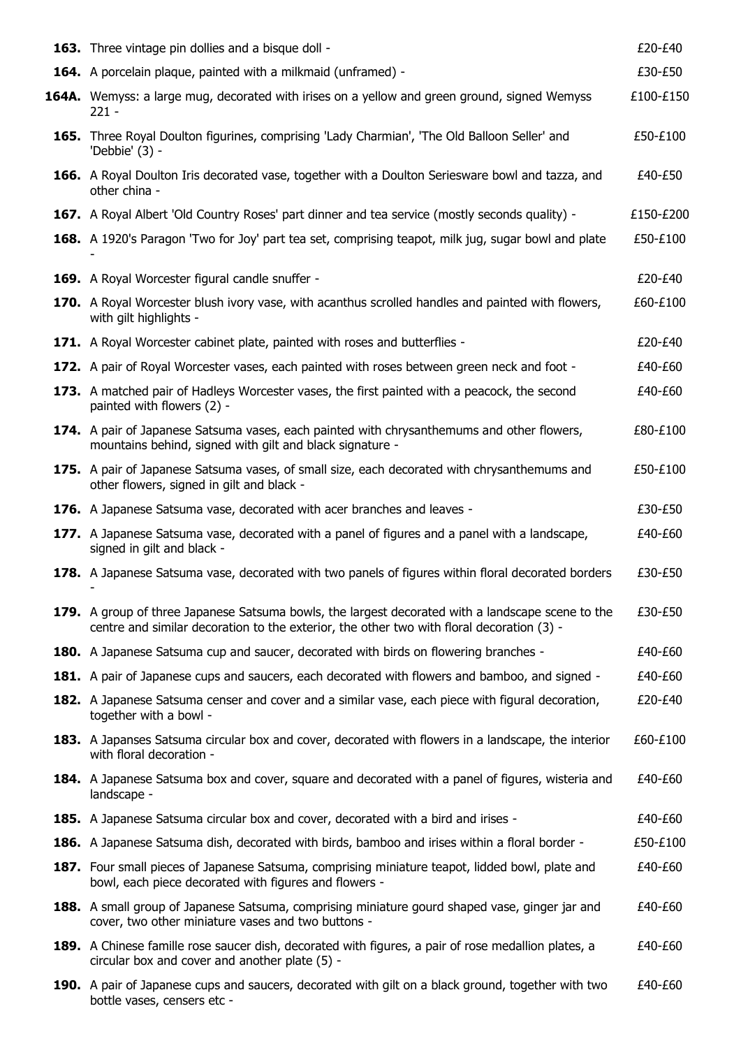| Lot | Description | Estimate |
|---|---|---|
| **163.** | Three vintage pin dollies and a bisque doll - | £20-£40 |
| **164.** | A porcelain plaque, painted with a milkmaid (unframed) - | £30-£50 |
| **164A.** | Wemyss: a large mug, decorated with irises on a yellow and green ground, signed Wemyss 221 - | £100-£150 |
| **165.** | Three Royal Doulton figurines, comprising 'Lady Charmian', 'The Old Balloon Seller' and 'Debbie' (3) - | £50-£100 |
| **166.** | A Royal Doulton Iris decorated vase, together with a Doulton Seriesware bowl and tazza, and other china - | £40-£50 |
| **167.** | A Royal Albert 'Old Country Roses' part dinner and tea service (mostly seconds quality) - | £150-£200 |
| **168.** | A 1920's Paragon 'Two for Joy' part tea set, comprising teapot, milk jug, sugar bowl and plate - | £50-£100 |
| **169.** | A Royal Worcester figural candle snuffer - | £20-£40 |
| **170.** | A Royal Worcester blush ivory vase, with acanthus scrolled handles and painted with flowers, with gilt highlights - | £60-£100 |
| **171.** | A Royal Worcester cabinet plate, painted with roses and butterflies - | £20-£40 |
| **172.** | A pair of Royal Worcester vases, each painted with roses between green neck and foot - | £40-£60 |
| **173.** | A matched pair of Hadleys Worcester vases, the first painted with a peacock, the second painted with flowers (2) - | £40-£60 |
| **174.** | A pair of Japanese Satsuma vases, each painted with chrysanthemums and other flowers, mountains behind, signed with gilt and black signature - | £80-£100 |
| **175.** | A pair of Japanese Satsuma vases, of small size, each decorated with chrysanthemums and other flowers, signed in gilt and black - | £50-£100 |
| **176.** | A Japanese Satsuma vase, decorated with acer branches and leaves - | £30-£50 |
| **177.** | A Japanese Satsuma vase, decorated with a panel of figures and a panel with a landscape, signed in gilt and black - | £40-£60 |
| **178.** | A Japanese Satsuma vase, decorated with two panels of figures within floral decorated borders - | £30-£50 |
| **179.** | A group of three Japanese Satsuma bowls, the largest decorated with a landscape scene to the centre and similar decoration to the exterior, the other two with floral decoration (3) - | £30-£50 |
| **180.** | A Japanese Satsuma cup and saucer, decorated with birds on flowering branches - | £40-£60 |
| **181.** | A pair of Japanese cups and saucers, each decorated with flowers and bamboo, and signed - | £40-£60 |
| **182.** | A Japanese Satsuma censer and cover and a similar vase, each piece with figural decoration, together with a bowl - | £20-£40 |
| **183.** | A Japanses Satsuma circular box and cover, decorated with flowers in a landscape, the interior with floral decoration - | £60-£100 |
| **184.** | A Japanese Satsuma box and cover, square and decorated with a panel of figures, wisteria and landscape - | £40-£60 |
| **185.** | A Japanese Satsuma circular box and cover, decorated with a bird and irises - | £40-£60 |
| **186.** | A Japanese Satsuma dish, decorated with birds, bamboo and irises within a floral border - | £50-£100 |
| **187.** | Four small pieces of Japanese Satsuma, comprising miniature teapot, lidded bowl, plate and bowl, each piece decorated with figures and flowers - | £40-£60 |
| **188.** | A small group of Japanese Satsuma, comprising miniature gourd shaped vase, ginger jar and cover, two other miniature vases and two buttons - | £40-£60 |
| **189.** | A Chinese famille rose saucer dish, decorated with figures, a pair of rose medallion plates, a circular box and cover and another plate (5) - | £40-£60 |
| **190.** | A pair of Japanese cups and saucers, decorated with gilt on a black ground, together with two bottle vases, censers etc - | £40-£60 |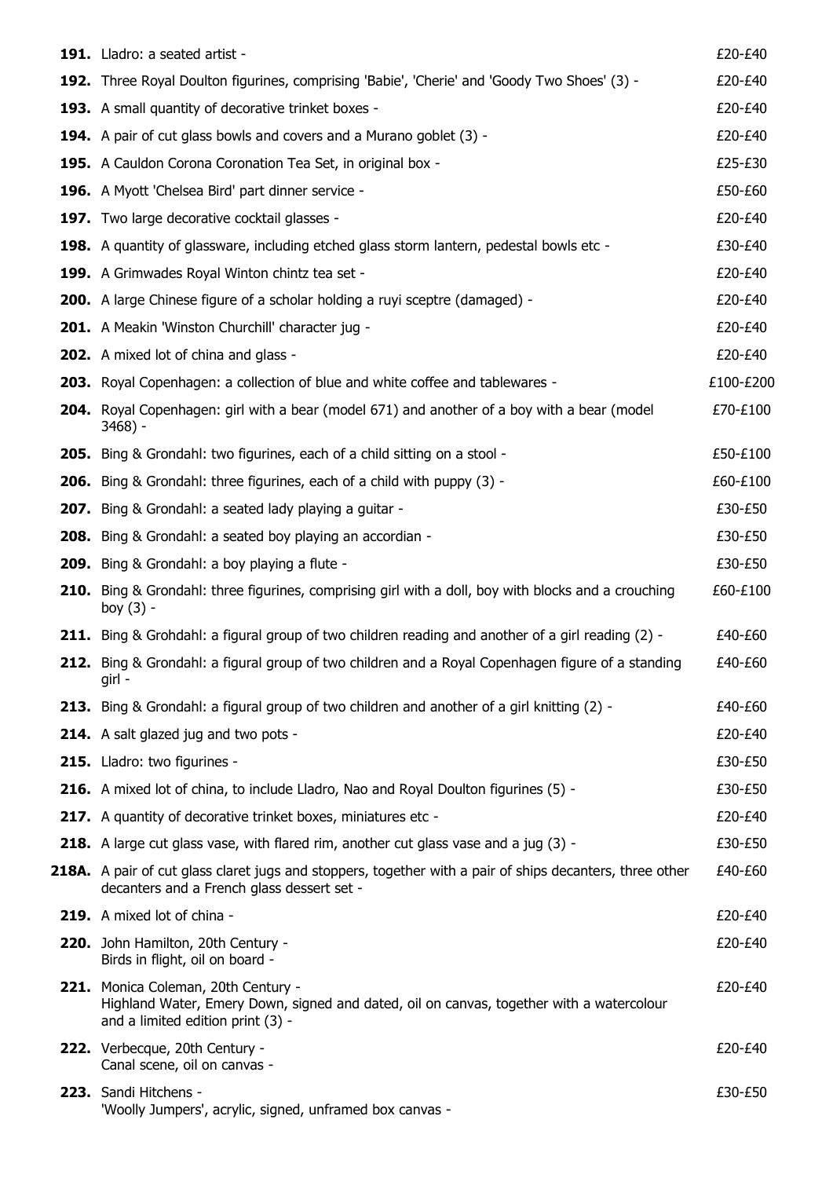| Lot | Description | Estimate |
|---|---|---|
| **191.** | Lladro: a seated artist - | £20-£40 |
| **192.** | Three Royal Doulton figurines, comprising 'Babie', 'Cherie' and 'Goody Two Shoes' (3) - | £20-£40 |
| **193.** | A small quantity of decorative trinket boxes - | £20-£40 |
| **194.** | A pair of cut glass bowls and covers and a Murano goblet (3) - | £20-£40 |
| **195.** | A Cauldon Corona Coronation Tea Set, in original box - | £25-£30 |
| **196.** | A Myott 'Chelsea Bird' part dinner service - | £50-£60 |
| **197.** | Two large decorative cocktail glasses - | £20-£40 |
| **198.** | A quantity of glassware, including etched glass storm lantern, pedestal bowls etc - | £30-£40 |
| **199.** | A Grimwades Royal Winton chintz tea set - | £20-£40 |
| **200.** | A large Chinese figure of a scholar holding a ruyi sceptre (damaged) - | £20-£40 |
| **201.** | A Meakin 'Winston Churchill' character jug - | £20-£40 |
| **202.** | A mixed lot of china and glass - | £20-£40 |
| **203.** | Royal Copenhagen: a collection of blue and white coffee and tablewares - | £100-£200 |
| **204.** | Royal Copenhagen: girl with a bear (model 671) and another of a boy with a bear (model 3468) - | £70-£100 |
| **205.** | Bing & Grondahl: two figurines, each of a child sitting on a stool - | £50-£100 |
| **206.** | Bing & Grondahl: three figurines, each of a child with puppy (3) - | £60-£100 |
| **207.** | Bing & Grondahl: a seated lady playing a guitar - | £30-£50 |
| **208.** | Bing & Grondahl: a seated boy playing an accordian - | £30-£50 |
| **209.** | Bing & Grondahl: a boy playing a flute - | £30-£50 |
| **210.** | Bing & Grondahl: three figurines, comprising girl with a doll, boy with blocks and a crouching boy (3) - | £60-£100 |
| **211.** | Bing & Grohdahl: a figural group of two children reading and another of a girl reading (2) - | £40-£60 |
| **212.** | Bing & Grondahl: a figural group of two children and a Royal Copenhagen figure of a standing girl - | £40-£60 |
| **213.** | Bing & Grondahl: a figural group of two children and another of a girl knitting (2) - | £40-£60 |
| **214.** | A salt glazed jug and two pots - | £20-£40 |
| **215.** | Lladro: two figurines - | £30-£50 |
| **216.** | A mixed lot of china, to include Lladro, Nao and Royal Doulton figurines (5) - | £30-£50 |
| **217.** | A quantity of decorative trinket boxes, miniatures etc - | £20-£40 |
| **218.** | A large cut glass vase, with flared rim, another cut glass vase and a jug (3) - | £30-£50 |
| **218A.** | A pair of cut glass claret jugs and stoppers, together with a pair of ships decanters, three other decanters and a French glass dessert set - | £40-£60 |
| **219.** | A mixed lot of china - | £20-£40 |
| **220.** | John Hamilton, 20th Century - Birds in flight, oil on board - | £20-£40 |
| **221.** | Monica Coleman, 20th Century - Highland Water, Emery Down, signed and dated, oil on canvas, together with a watercolour and a limited edition print (3) - | £20-£40 |
| **222.** | Verbecque, 20th Century - Canal scene, oil on canvas - | £20-£40 |
| **223.** | Sandi Hitchens - 'Woolly Jumpers', acrylic, signed, unframed box canvas - | £30-£50 |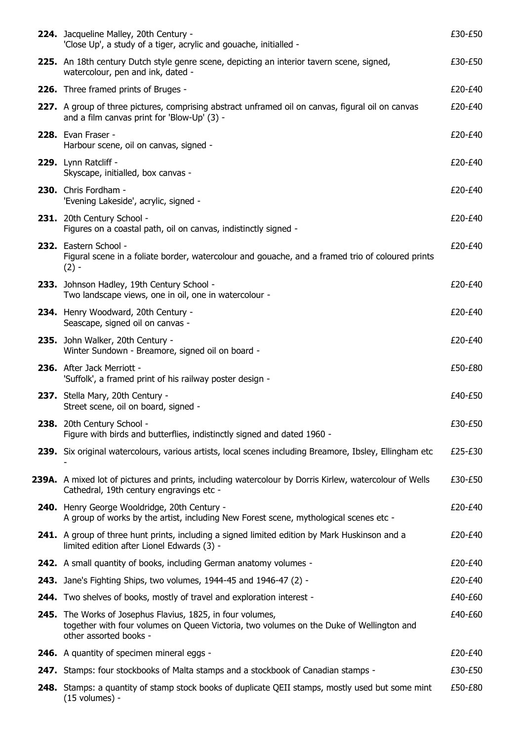| Lot | Description | Estimate |
|---|---|---|
| **224.** | Jacqueline Malley, 20th Century - 'Close Up', a study of a tiger, acrylic and gouache, initialled - | £30-£50 |
| **225.** | An 18th century Dutch style genre scene, depicting an interior tavern scene, signed, watercolour, pen and ink, dated - | £30-£50 |
| **226.** | Three framed prints of Bruges - | £20-£40 |
| **227.** | A group of three pictures, comprising abstract unframed oil on canvas, figural oil on canvas and a film canvas print for 'Blow-Up' (3) - | £20-£40 |
| **228.** | Evan Fraser - Harbour scene, oil on canvas, signed - | £20-£40 |
| **229.** | Lynn Ratcliff - Skyscape, initialled, box canvas - | £20-£40 |
| **230.** | Chris Fordham - 'Evening Lakeside', acrylic, signed - | £20-£40 |
| **231.** | 20th Century School - Figures on a coastal path, oil on canvas, indistinctly signed - | £20-£40 |
| **232.** | Eastern School - Figural scene in a foliate border, watercolour and gouache, and a framed trio of coloured prints (2) - | £20-£40 |
| **233.** | Johnson Hadley, 19th Century School - Two landscape views, one in oil, one in watercolour - | £20-£40 |
| **234.** | Henry Woodward, 20th Century - Seascape, signed oil on canvas - | £20-£40 |
| **235.** | John Walker, 20th Century - Winter Sundown - Breamore, signed oil on board - | £20-£40 |
| **236.** | After Jack Merriott - 'Suffolk', a framed print of his railway poster design - | £50-£80 |
| **237.** | Stella Mary, 20th Century - Street scene, oil on board, signed - | £40-£50 |
| **238.** | 20th Century School - Figure with birds and butterflies, indistinctly signed and dated 1960 - | £30-£50 |
| **239.** | Six original watercolours, various artists, local scenes including Breamore, Ibsley, Ellingham etc - | £25-£30 |
| **239A.** | A mixed lot of pictures and prints, including watercolour by Dorris Kirlew, watercolour of Wells Cathedral, 19th century engravings etc - | £30-£50 |
| **240.** | Henry George Wooldridge, 20th Century - A group of works by the artist, including New Forest scene, mythological scenes etc - | £20-£40 |
| **241.** | A group of three hunt prints, including a signed limited edition by Mark Huskinson and a limited edition after Lionel Edwards (3) - | £20-£40 |
| **242.** | A small quantity of books, including German anatomy volumes - | £20-£40 |
| **243.** | Jane's Fighting Ships, two volumes, 1944-45 and 1946-47 (2) - | £20-£40 |
| **244.** | Two shelves of books, mostly of travel and exploration interest - | £40-£60 |
| **245.** | The Works of Josephus Flavius, 1825, in four volumes, together with four volumes on Queen Victoria, two volumes on the Duke of Wellington and other assorted books - | £40-£60 |
| **246.** | A quantity of specimen mineral eggs - | £20-£40 |
| **247.** | Stamps: four stockbooks of Malta stamps and a stockbook of Canadian stamps - | £30-£50 |
| **248.** | Stamps: a quantity of stamp stock books of duplicate QEII stamps, mostly used but some mint (15 volumes) - | £50-£80 |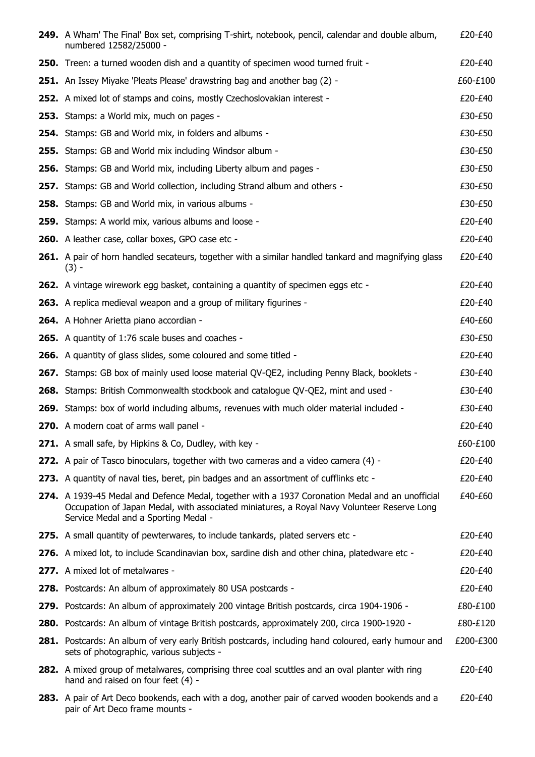| Lot | Description | Estimate |
|---|---|---|
| **249.** | A Wham' The Final' Box set, comprising T-shirt, notebook, pencil, calendar and double album, numbered 12582/25000 - | £20-£40 |
| **250.** | Treen: a turned wooden dish and a quantity of specimen wood turned fruit - | £20-£40 |
| **251.** | An Issey Miyake 'Pleats Please' drawstring bag and another bag (2) - | £60-£100 |
| **252.** | A mixed lot of stamps and coins, mostly Czechoslovakian interest - | £20-£40 |
| **253.** | Stamps: a World mix, much on pages - | £30-£50 |
| **254.** | Stamps: GB and World mix, in folders and albums - | £30-£50 |
| **255.** | Stamps: GB and World mix including Windsor album - | £30-£50 |
| **256.** | Stamps: GB and World mix, including Liberty album and pages - | £30-£50 |
| **257.** | Stamps: GB and World collection, including Strand album and others - | £30-£50 |
| **258.** | Stamps: GB and World mix, in various albums - | £30-£50 |
| **259.** | Stamps: A world mix, various albums and loose - | £20-£40 |
| **260.** | A leather case, collar boxes, GPO case etc - | £20-£40 |
| **261.** | A pair of horn handled secateurs, together with a similar handled tankard and magnifying glass (3) - | £20-£40 |
| **262.** | A vintage wirework egg basket, containing a quantity of specimen eggs etc - | £20-£40 |
| **263.** | A replica medieval weapon and a group of military figurines - | £20-£40 |
| **264.** | A Hohner Arietta piano accordian - | £40-£60 |
| **265.** | A quantity of 1:76 scale buses and coaches - | £30-£50 |
| **266.** | A quantity of glass slides, some coloured and some titled - | £20-£40 |
| **267.** | Stamps: GB box of mainly used loose material QV-QE2, including Penny Black, booklets - | £30-£40 |
| **268.** | Stamps: British Commonwealth stockbook and catalogue QV-QE2, mint and used - | £30-£40 |
| **269.** | Stamps: box of world including albums, revenues with much older material included - | £30-£40 |
| **270.** | A modern coat of arms wall panel - | £20-£40 |
| **271.** | A small safe, by Hipkins & Co, Dudley, with key - | £60-£100 |
| **272.** | A pair of Tasco binoculars, together with two cameras and a video camera (4) - | £20-£40 |
| **273.** | A quantity of naval ties, beret, pin badges and an assortment of cufflinks etc - | £20-£40 |
| **274.** | A 1939-45 Medal and Defence Medal, together with a 1937 Coronation Medal and an unofficial Occupation of Japan Medal, with associated miniatures, a Royal Navy Volunteer Reserve Long Service Medal and a Sporting Medal - | £40-£60 |
| **275.** | A small quantity of pewterwares, to include tankards, plated servers etc - | £20-£40 |
| **276.** | A mixed lot, to include Scandinavian box, sardine dish and other china, platedware etc - | £20-£40 |
| **277.** | A mixed lot of metalwares - | £20-£40 |
| **278.** | Postcards: An album of approximately 80 USA postcards - | £20-£40 |
| **279.** | Postcards: An album of approximately 200 vintage British postcards, circa 1904-1906 - | £80-£100 |
| **280.** | Postcards: An album of vintage British postcards, approximately 200, circa 1900-1920 - | £80-£120 |
| **281.** | Postcards: An album of very early British postcards, including hand coloured, early humour and sets of photographic, various subjects - | £200-£300 |
| **282.** | A mixed group of metalwares, comprising three coal scuttles and an oval planter with ring hand and raised on four feet (4) - | £20-£40 |
| **283.** | A pair of Art Deco bookends, each with a dog, another pair of carved wooden bookends and a pair of Art Deco frame mounts - | £20-£40 |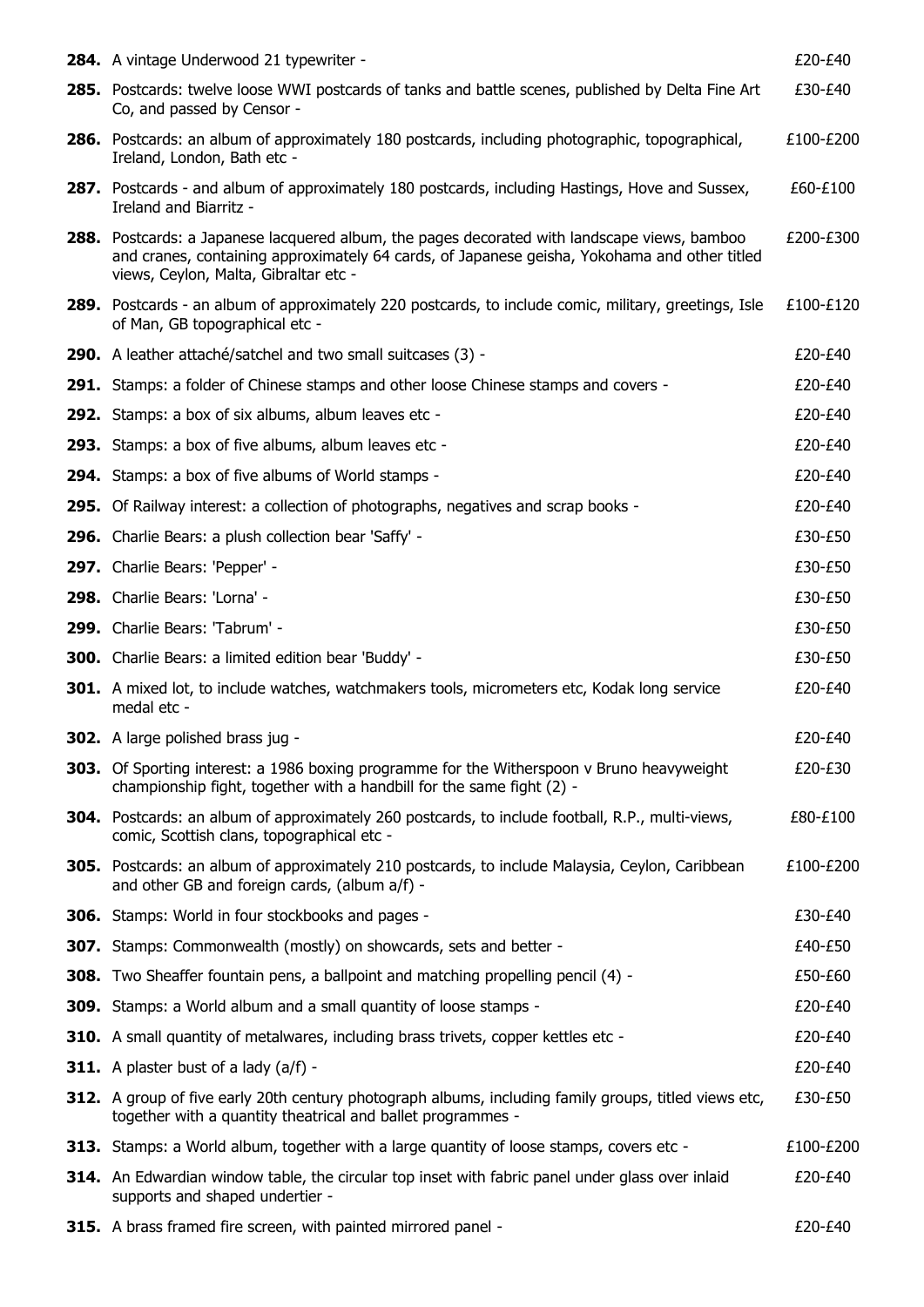**284.** A vintage Underwood 21 typewriter - £20-£40

**285.** Postcards: twelve loose WWI postcards of tanks and battle scenes, published by Delta Fine Art Co, and passed by Censor - £30-£40

**286.** Postcards: an album of approximately 180 postcards, including photographic, topographical, Ireland, London, Bath etc - £100-£200

**287.** Postcards - and album of approximately 180 postcards, including Hastings, Hove and Sussex, Ireland and Biarritz - £60-£100

**288.** Postcards: a Japanese lacquered album, the pages decorated with landscape views, bamboo and cranes, containing approximately 64 cards, of Japanese geisha, Yokohama and other titled views, Ceylon, Malta, Gibraltar etc - £200-£300

**289.** Postcards - an album of approximately 220 postcards, to include comic, military, greetings, Isle of Man, GB topographical etc - £100-£120

**290.** A leather attaché/satchel and two small suitcases (3) - £20-£40

**291.** Stamps: a folder of Chinese stamps and other loose Chinese stamps and covers - £20-£40

**292.** Stamps: a box of six albums, album leaves etc - £20-£40

**293.** Stamps: a box of five albums, album leaves etc - £20-£40

**294.** Stamps: a box of five albums of World stamps - £20-£40

**295.** Of Railway interest: a collection of photographs, negatives and scrap books - £20-£40

**296.** Charlie Bears: a plush collection bear 'Saffy' - £30-£50

**297.** Charlie Bears: 'Pepper' - £30-£50

**298.** Charlie Bears: 'Lorna' - £30-£50

**299.** Charlie Bears: 'Tabrum' - £30-£50

**300.** Charlie Bears: a limited edition bear 'Buddy' - £30-£50

**301.** A mixed lot, to include watches, watchmakers tools, micrometers etc, Kodak long service medal etc - £20-£40

**302.** A large polished brass jug - £20-£40

**303.** Of Sporting interest: a 1986 boxing programme for the Witherspoon v Bruno heavyweight championship fight, together with a handbill for the same fight (2) - £20-£30

**304.** Postcards: an album of approximately 260 postcards, to include football, R.P., multi-views, comic, Scottish clans, topographical etc - £80-£100

**305.** Postcards: an album of approximately 210 postcards, to include Malaysia, Ceylon, Caribbean and other GB and foreign cards, (album a/f) - £100-£200

**306.** Stamps: World in four stockbooks and pages - £30-£40

**307.** Stamps: Commonwealth (mostly) on showcards, sets and better - £40-£50

**308.** Two Sheaffer fountain pens, a ballpoint and matching propelling pencil (4) - £50-£60

**309.** Stamps: a World album and a small quantity of loose stamps - £20-£40

**310.** A small quantity of metalwares, including brass trivets, copper kettles etc - £20-£40

**311.** A plaster bust of a lady (a/f) - £20-£40

**312.** A group of five early 20th century photograph albums, including family groups, titled views etc, together with a quantity theatrical and ballet programmes - £30-£50

**313.** Stamps: a World album, together with a large quantity of loose stamps, covers etc - £100-£200

**314.** An Edwardian window table, the circular top inset with fabric panel under glass over inlaid supports and shaped undertier - £20-£40

**315.** A brass framed fire screen, with painted mirrored panel - £20-£40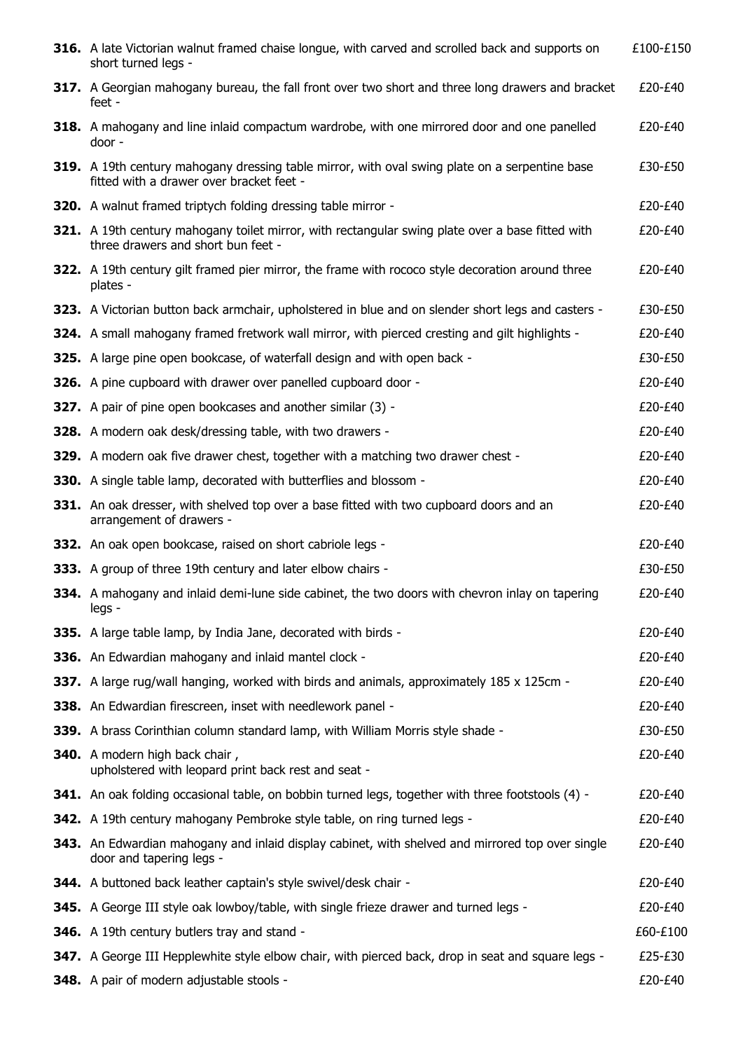| Lot | Description | Estimate |
|---|---|---|
| **316.** | A late Victorian walnut framed chaise longue, with carved and scrolled back and supports on short turned legs - | £100-£150 |
| **317.** | A Georgian mahogany bureau, the fall front over two short and three long drawers and bracket feet - | £20-£40 |
| **318.** | A mahogany and line inlaid compactum wardrobe, with one mirrored door and one panelled door - | £20-£40 |
| **319.** | A 19th century mahogany dressing table mirror, with oval swing plate on a serpentine base fitted with a drawer over bracket feet - | £30-£50 |
| **320.** | A walnut framed triptych folding dressing table mirror - | £20-£40 |
| **321.** | A 19th century mahogany toilet mirror, with rectangular swing plate over a base fitted with three drawers and short bun feet - | £20-£40 |
| **322.** | A 19th century gilt framed pier mirror, the frame with rococo style decoration around three plates - | £20-£40 |
| **323.** | A Victorian button back armchair, upholstered in blue and on slender short legs and casters - | £30-£50 |
| **324.** | A small mahogany framed fretwork wall mirror, with pierced cresting and gilt highlights - | £20-£40 |
| **325.** | A large pine open bookcase, of waterfall design and with open back - | £30-£50 |
| **326.** | A pine cupboard with drawer over panelled cupboard door - | £20-£40 |
| **327.** | A pair of pine open bookcases and another similar (3) - | £20-£40 |
| **328.** | A modern oak desk/dressing table, with two drawers - | £20-£40 |
| **329.** | A modern oak five drawer chest, together with a matching two drawer chest - | £20-£40 |
| **330.** | A single table lamp, decorated with butterflies and blossom - | £20-£40 |
| **331.** | An oak dresser, with shelved top over a base fitted with two cupboard doors and an arrangement of drawers - | £20-£40 |
| **332.** | An oak open bookcase, raised on short cabriole legs - | £20-£40 |
| **333.** | A group of three 19th century and later elbow chairs - | £30-£50 |
| **334.** | A mahogany and inlaid demi-lune side cabinet, the two doors with chevron inlay on tapering legs - | £20-£40 |
| **335.** | A large table lamp, by India Jane, decorated with birds - | £20-£40 |
| **336.** | An Edwardian mahogany and inlaid mantel clock - | £20-£40 |
| **337.** | A large rug/wall hanging, worked with birds and animals, approximately 185 x 125cm - | £20-£40 |
| **338.** | An Edwardian firescreen, inset with needlework panel - | £20-£40 |
| **339.** | A brass Corinthian column standard lamp, with William Morris style shade - | £30-£50 |
| **340.** | A modern high back chair , upholstered with leopard print back rest and seat - | £20-£40 |
| **341.** | An oak folding occasional table, on bobbin turned legs, together with three footstools (4) - | £20-£40 |
| **342.** | A 19th century mahogany Pembroke style table, on ring turned legs - | £20-£40 |
| **343.** | An Edwardian mahogany and inlaid display cabinet, with shelved and mirrored top over single door and tapering legs - | £20-£40 |
| **344.** | A buttoned back leather captain's style swivel/desk chair - | £20-£40 |
| **345.** | A George III style oak lowboy/table, with single frieze drawer and turned legs - | £20-£40 |
| **346.** | A 19th century butlers tray and stand - | £60-£100 |
| **347.** | A George III Hepplewhite style elbow chair, with pierced back, drop in seat and square legs - | £25-£30 |
| **348.** | A pair of modern adjustable stools - | £20-£40 |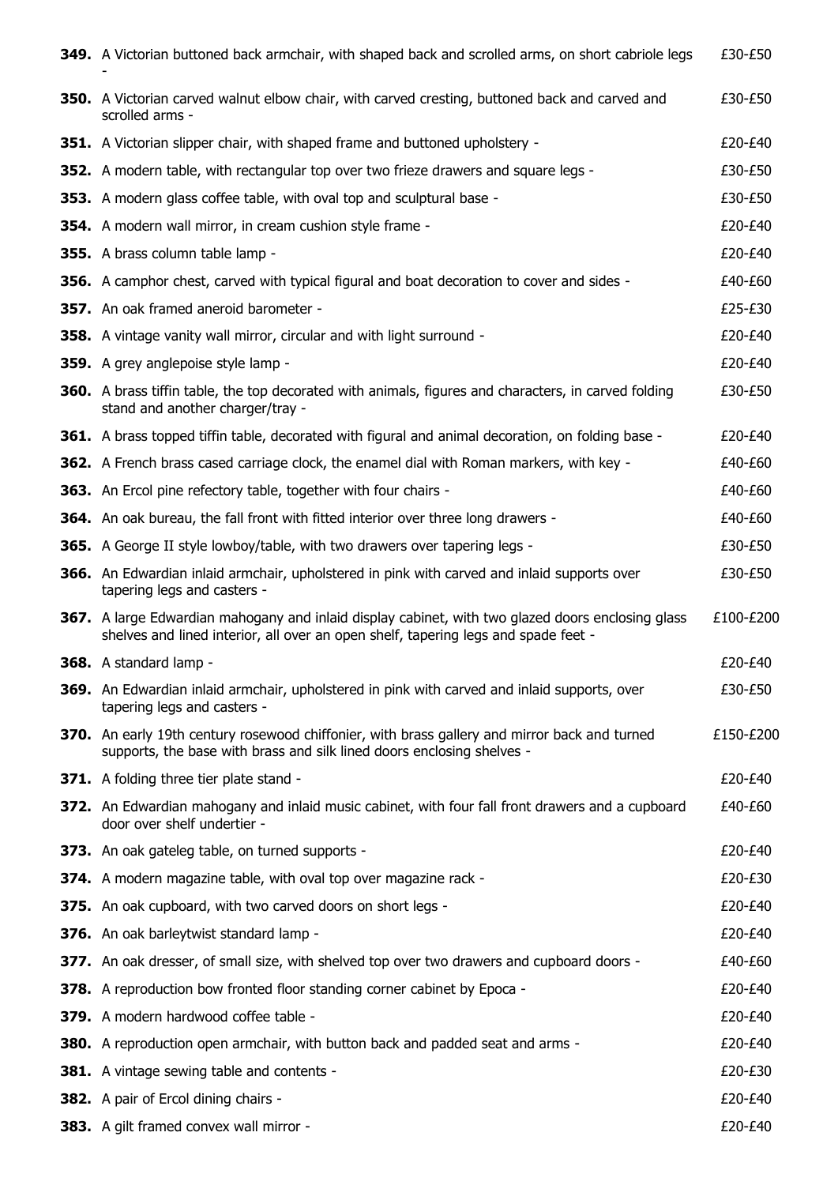| | | |
|---|---|---|
| **349.** | A Victorian buttoned back armchair, with shaped back and scrolled arms, on short cabriole legs - | £30-£50 |
| **350.** | A Victorian carved walnut elbow chair, with carved cresting, buttoned back and carved and scrolled arms - | £30-£50 |
| **351.** | A Victorian slipper chair, with shaped frame and buttoned upholstery - | £20-£40 |
| **352.** | A modern table, with rectangular top over two frieze drawers and square legs - | £30-£50 |
| **353.** | A modern glass coffee table, with oval top and sculptural base - | £30-£50 |
| **354.** | A modern wall mirror, in cream cushion style frame - | £20-£40 |
| **355.** | A brass column table lamp - | £20-£40 |
| **356.** | A camphor chest, carved with typical figural and boat decoration to cover and sides - | £40-£60 |
| **357.** | An oak framed aneroid barometer - | £25-£30 |
| **358.** | A vintage vanity wall mirror, circular and with light surround - | £20-£40 |
| **359.** | A grey anglepoise style lamp - | £20-£40 |
| **360.** | A brass tiffin table, the top decorated with animals, figures and characters, in carved folding stand and another charger/tray - | £30-£50 |
| **361.** | A brass topped tiffin table, decorated with figural and animal decoration, on folding base - | £20-£40 |
| **362.** | A French brass cased carriage clock, the enamel dial with Roman markers, with key - | £40-£60 |
| **363.** | An Ercol pine refectory table, together with four chairs - | £40-£60 |
| **364.** | An oak bureau, the fall front with fitted interior over three long drawers - | £40-£60 |
| **365.** | A George II style lowboy/table, with two drawers over tapering legs - | £30-£50 |
| **366.** | An Edwardian inlaid armchair, upholstered in pink with carved and inlaid supports over tapering legs and casters - | £30-£50 |
| **367.** | A large Edwardian mahogany and inlaid display cabinet, with two glazed doors enclosing glass shelves and lined interior, all over an open shelf, tapering legs and spade feet - | £100-£200 |
| **368.** | A standard lamp - | £20-£40 |
| **369.** | An Edwardian inlaid armchair, upholstered in pink with carved and inlaid supports, over tapering legs and casters - | £30-£50 |
| **370.** | An early 19th century rosewood chiffonier, with brass gallery and mirror back and turned supports, the base with brass and silk lined doors enclosing shelves - | £150-£200 |
| **371.** | A folding three tier plate stand - | £20-£40 |
| **372.** | An Edwardian mahogany and inlaid music cabinet, with four fall front drawers and a cupboard door over shelf undertier - | £40-£60 |
| **373.** | An oak gateleg table, on turned supports - | £20-£40 |
| **374.** | A modern magazine table, with oval top over magazine rack - | £20-£30 |
| **375.** | An oak cupboard, with two carved doors on short legs - | £20-£40 |
| **376.** | An oak barleytwist standard lamp - | £20-£40 |
| **377.** | An oak dresser, of small size, with shelved top over two drawers and cupboard doors - | £40-£60 |
| **378.** | A reproduction bow fronted floor standing corner cabinet by Epoca - | £20-£40 |
| **379.** | A modern hardwood coffee table - | £20-£40 |
| **380.** | A reproduction open armchair, with button back and padded seat and arms - | £20-£40 |
| **381.** | A vintage sewing table and contents - | £20-£30 |
| **382.** | A pair of Ercol dining chairs - | £20-£40 |
| **383.** | A gilt framed convex wall mirror - | £20-£40 |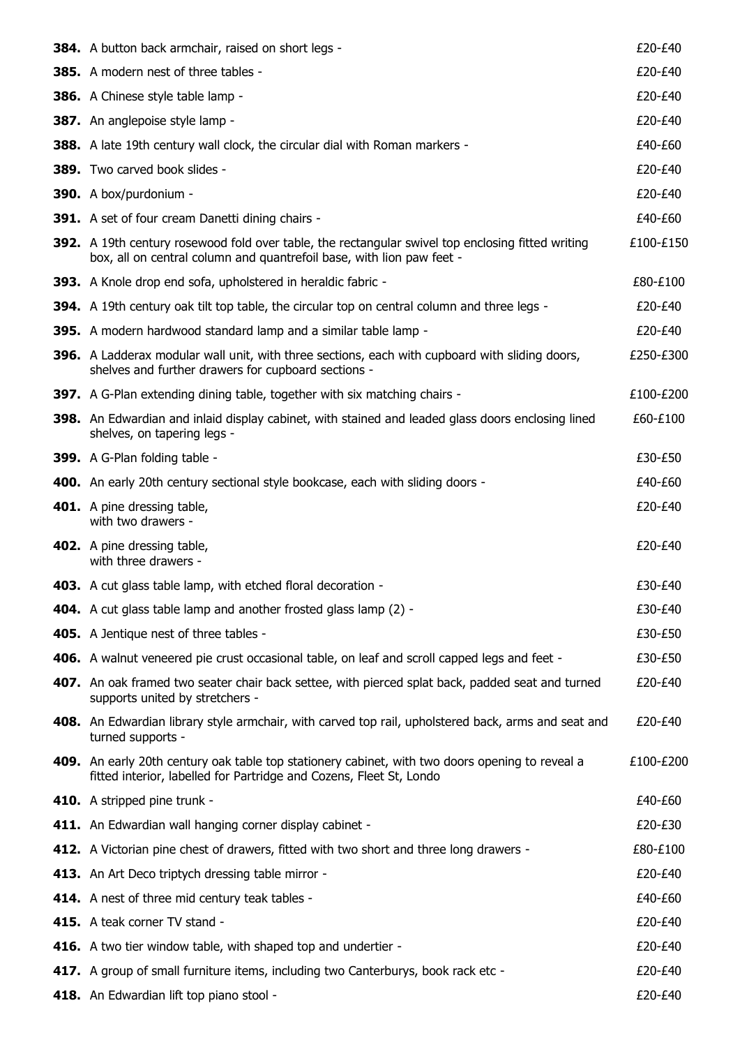| Lot | Description | Estimate |
|---|---|---|
| **384.** | A button back armchair, raised on short legs - | £20-£40 |
| **385.** | A modern nest of three tables - | £20-£40 |
| **386.** | A Chinese style table lamp - | £20-£40 |
| **387.** | An anglepoise style lamp - | £20-£40 |
| **388.** | A late 19th century wall clock, the circular dial with Roman markers - | £40-£60 |
| **389.** | Two carved book slides - | £20-£40 |
| **390.** | A box/purdonium - | £20-£40 |
| **391.** | A set of four cream Danetti dining chairs - | £40-£60 |
| **392.** | A 19th century rosewood fold over table, the rectangular swivel top enclosing fitted writing box, all on central column and quantrefoil base, with lion paw feet - | £100-£150 |
| **393.** | A Knole drop end sofa, upholstered in heraldic fabric - | £80-£100 |
| **394.** | A 19th century oak tilt top table, the circular top on central column and three legs - | £20-£40 |
| **395.** | A modern hardwood standard lamp and a similar table lamp - | £20-£40 |
| **396.** | A Ladderax modular wall unit, with three sections, each with cupboard with sliding doors, shelves and further drawers for cupboard sections - | £250-£300 |
| **397.** | A G-Plan extending dining table, together with six matching chairs - | £100-£200 |
| **398.** | An Edwardian and inlaid display cabinet, with stained and leaded glass doors enclosing lined shelves, on tapering legs - | £60-£100 |
| **399.** | A G-Plan folding table - | £30-£50 |
| **400.** | An early 20th century sectional style bookcase, each with sliding doors - | £40-£60 |
| **401.** | A pine dressing table, with two drawers - | £20-£40 |
| **402.** | A pine dressing table, with three drawers - | £20-£40 |
| **403.** | A cut glass table lamp, with etched floral decoration - | £30-£40 |
| **404.** | A cut glass table lamp and another frosted glass lamp (2) - | £30-£40 |
| **405.** | A Jentique nest of three tables - | £30-£50 |
| **406.** | A walnut veneered pie crust occasional table, on leaf and scroll capped legs and feet - | £30-£50 |
| **407.** | An oak framed two seater chair back settee, with pierced splat back, padded seat and turned supports united by stretchers - | £20-£40 |
| **408.** | An Edwardian library style armchair, with carved top rail, upholstered back, arms and seat and turned supports - | £20-£40 |
| **409.** | An early 20th century oak table top stationery cabinet, with two doors opening to reveal a fitted interior, labelled for Partridge and Cozens, Fleet St, Londo | £100-£200 |
| **410.** | A stripped pine trunk - | £40-£60 |
| **411.** | An Edwardian wall hanging corner display cabinet - | £20-£30 |
| **412.** | A Victorian pine chest of drawers, fitted with two short and three long drawers - | £80-£100 |
| **413.** | An Art Deco triptych dressing table mirror - | £20-£40 |
| **414.** | A nest of three mid century teak tables - | £40-£60 |
| **415.** | A teak corner TV stand - | £20-£40 |
| **416.** | A two tier window table, with shaped top and undertier - | £20-£40 |
| **417.** | A group of small furniture items, including two Canterburys, book rack etc - | £20-£40 |
| **418.** | An Edwardian lift top piano stool - | £20-£40 |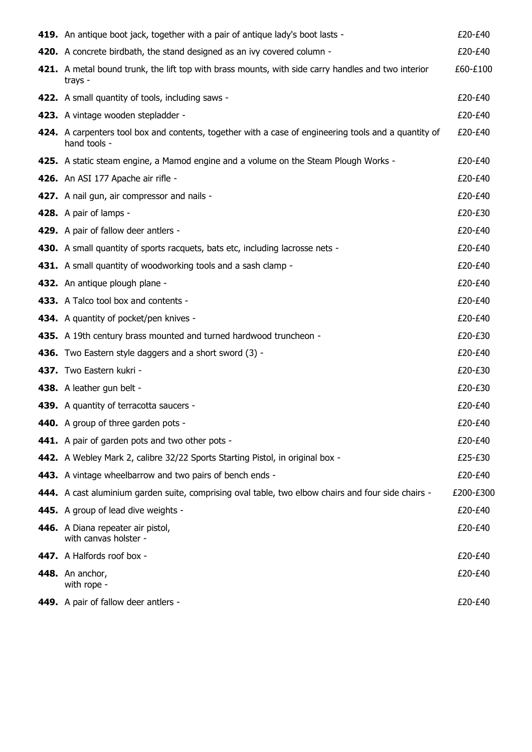| | | |
|---|---|---|
| **419.** | An antique boot jack, together with a pair of antique lady's boot lasts - | £20-£40 |
| **420.** | A concrete birdbath, the stand designed as an ivy covered column - | £20-£40 |
| **421.** | A metal bound trunk, the lift top with brass mounts, with side carry handles and two interior trays - | £60-£100 |
| **422.** | A small quantity of tools, including saws - | £20-£40 |
| **423.** | A vintage wooden stepladder - | £20-£40 |
| **424.** | A carpenters tool box and contents, together with a case of engineering tools and a quantity of hand tools - | £20-£40 |
| **425.** | A static steam engine, a Mamod engine and a volume on the Steam Plough Works - | £20-£40 |
| **426.** | An ASI 177 Apache air rifle - | £20-£40 |
| **427.** | A nail gun, air compressor and nails - | £20-£40 |
| **428.** | A pair of lamps - | £20-£30 |
| **429.** | A pair of fallow deer antlers - | £20-£40 |
| **430.** | A small quantity of sports racquets, bats etc, including lacrosse nets - | £20-£40 |
| **431.** | A small quantity of woodworking tools and a sash clamp - | £20-£40 |
| **432.** | An antique plough plane - | £20-£40 |
| **433.** | A Talco tool box and contents - | £20-£40 |
| **434.** | A quantity of pocket/pen knives - | £20-£40 |
| **435.** | A 19th century brass mounted and turned hardwood truncheon - | £20-£30 |
| **436.** | Two Eastern style daggers and a short sword (3) - | £20-£40 |
| **437.** | Two Eastern kukri - | £20-£30 |
| **438.** | A leather gun belt - | £20-£30 |
| **439.** | A quantity of terracotta saucers - | £20-£40 |
| **440.** | A group of three garden pots - | £20-£40 |
| **441.** | A pair of garden pots and two other pots - | £20-£40 |
| **442.** | A Webley Mark 2, calibre 32/22 Sports Starting Pistol, in original box - | £25-£30 |
| **443.** | A vintage wheelbarrow and two pairs of bench ends - | £20-£40 |
| **444.** | A cast aluminium garden suite, comprising oval table, two elbow chairs and four side chairs - | £200-£300 |
| **445.** | A group of lead dive weights - | £20-£40 |
| **446.** | A Diana repeater air pistol, with canvas holster - | £20-£40 |
| **447.** | A Halfords roof box - | £20-£40 |
| **448.** | An anchor, with rope - | £20-£40 |
| **449.** | A pair of fallow deer antlers - | £20-£40 |